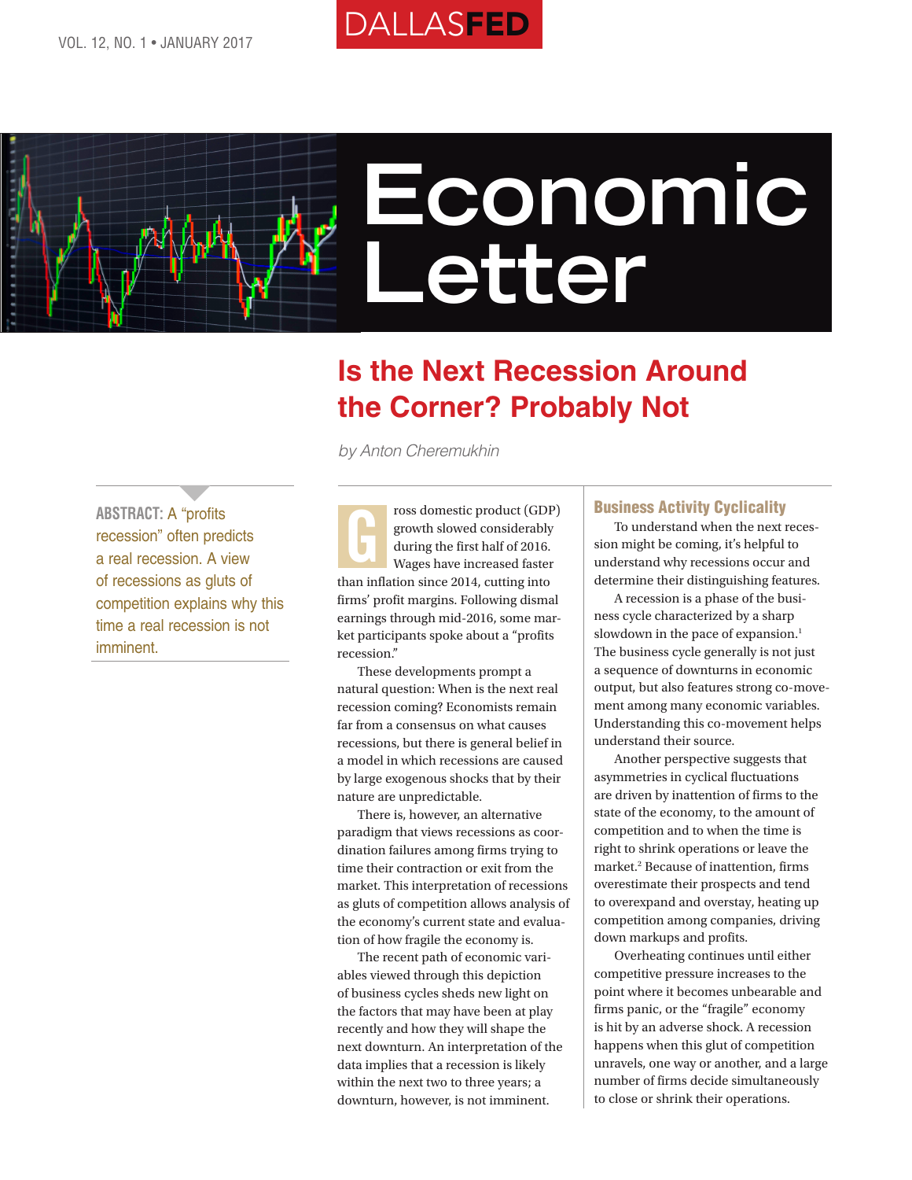# Economic Letter

## Is the Next Recession Around the Corner? Probably Not

*by Anton Cheremukhin*

**ABSTRACT:** A "profits recession" often predicts a real recession. A view of recessions as gluts of competition explains why this time a real recession is not imminent.

Gross domestic product (GDP) growth slowed considerably during the first half of 2016. Wages have increased faster than inflation since 2014, cutting into firms' profit margins. Following dismal earnings through mid-2016, some market participants spoke about a "profits recession."

These developments prompt a natural question: When is the next real recession coming? Economists remain far from a consensus on what causes recessions, but there is general belief in a model in which recessions are caused by large exogenous shocks that by their nature are unpredictable.

There is, however, an alternative paradigm that views recessions as coordination failures among firms trying to time their contraction or exit from the market. This interpretation of recessions as gluts of competition allows analysis of the economy's current state and evaluation of how fragile the economy is.

The recent path of economic variables viewed through this depiction of business cycles sheds new light on the factors that may have been at play recently and how they will shape the next downturn. An interpretation of the data implies that a recession is likely within the next two to three years; a downturn, however, is not imminent.

### Business Activity Cyclicality

To understand when the next recession might be coming, it's helpful to understand why recessions occur and determine their distinguishing features.

A recession is a phase of the business cycle characterized by a sharp slowdown in the pace of expansion.[1] The business cycle generally is not just a sequence of downturns in economic output, but also features strong co-movement among many economic variables. Understanding this co-movement helps understand their source.

Another perspective suggests that asymmetries in cyclical fluctuations are driven by inattention of firms to the state of the economy, to the amount of competition and to when the time is right to shrink operations or leave the market.[2] Because of inattention, firms overestimate their prospects and tend to overexpand and overstay, heating up competition among companies, driving down markups and profits.

Overheating continues until either competitive pressure increases to the point where it becomes unbearable and firms panic, or the "fragile" economy is hit by an adverse shock. A recession happens when this glut of competition unravels, one way or another, and a large number of firms decide simultaneously to close or shrink their operations.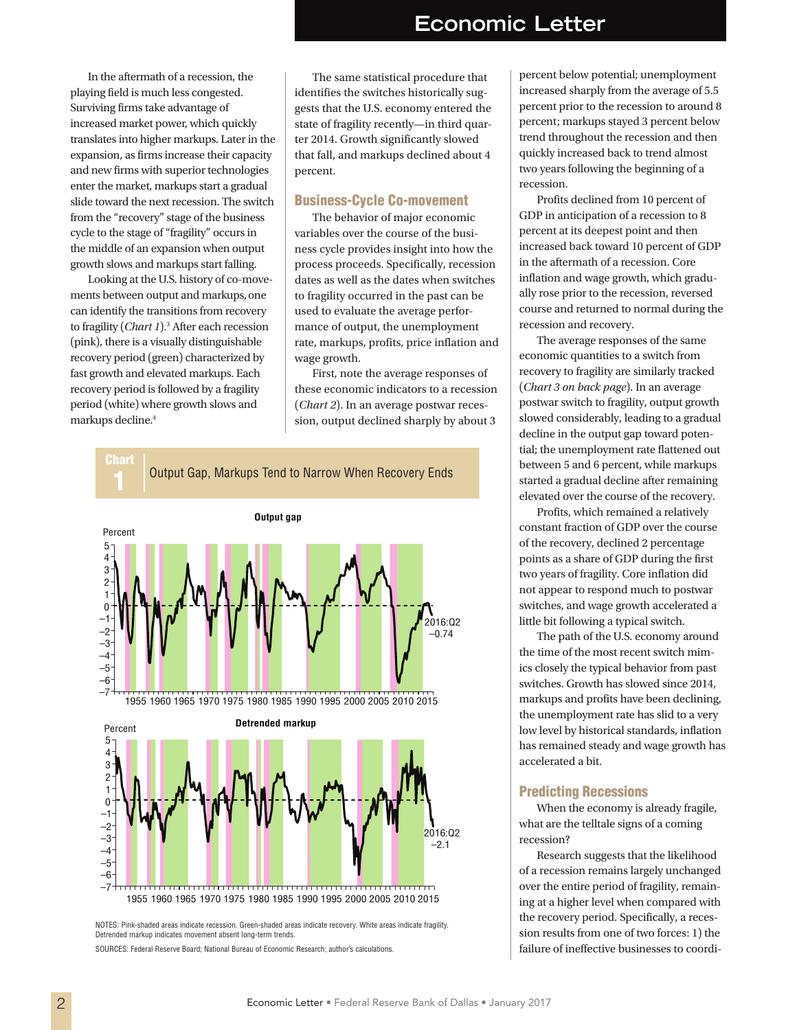In the aftermath of a recession, the playing field is much less congested. Surviving firms take advantage of increased market power, which quickly translates into higher markups. Later in the expansion, as firms increase their capacity and new firms with superior technologies enter the market, markups start a gradual slide toward the next recession. The switch from the "recovery" stage of the business cycle to the stage of "fragility" occurs in the middle of an expansion when output growth slows and markups start falling.

Looking at the U.S. history of co-movements between output and markups, one can identify the transitions from recovery to fragility (*Chart 1*).[3] After each recession (pink), there is a visually distinguishable recovery period (green) characterized by fast growth and elevated markups. Each recovery period is followed by a fragility period (white) where growth slows and markups decline.[4]

The same statistical procedure that identifies the switches historically suggests that the U.S. economy entered the state of fragility recently—in third quarter 2014. Growth significantly slowed that fall, and markups declined about 4 percent.

## Business-Cycle Co-movement

The behavior of major economic variables over the course of the business cycle provides insight into how the process proceeds. Specifically, recession dates as well as the dates when switches to fragility occurred in the past can be used to evaluate the average performance of output, the unemployment rate, markups, profits, price inflation and wage growth.

First, note the average responses of these economic indicators to a recession (*Chart 2*). In an average postwar recession, output declined sharply by about 3 percent below potential; unemployment increased sharply from the average of 5.5 percent prior to the recession to around 8 percent; markups stayed 3 percent below trend throughout the recession and then quickly increased back to trend almost two years following the beginning of a recession.

Profits declined from 10 percent of GDP in anticipation of a recession to 8 percent at its deepest point and then increased back toward 10 percent of GDP in the aftermath of a recession. Core inflation and wage growth, which gradually rose prior to the recession, reversed course and returned to normal during the recession and recovery.

The average responses of the same economic quantities to a switch from recovery to fragility are similarly tracked (*Chart 3 on back page*). In an average postwar switch to fragility, output growth slowed considerably, leading to a gradual decline in the output gap toward potential; the unemployment rate flattened out between 5 and 6 percent, while markups started a gradual decline after remaining elevated over the course of the recovery.

Profits, which remained a relatively constant fraction of GDP over the course of the recovery, declined 2 percentage points as a share of GDP during the first two years of fragility. Core inflation did not appear to respond much to postwar switches, and wage growth accelerated a little bit following a typical switch.

The path of the U.S. economy around the time of the most recent switch mimics closely the typical behavior from past switches. Growth has slowed since 2014, markups and profits have been declining, the unemployment rate has slid to a very low level by historical standards, inflation has remained steady and wage growth has accelerated a bit.

## Predicting Recessions

When the economy is already fragile, what are the telltale signs of a coming recession?

Research suggests that the likelihood of a recession remains largely unchanged over the entire period of fragility, remaining at a higher level when compared with the recovery period. Specifically, a recession results from one of two forces: 1) the failure of ineffective businesses to coordi-

**Chart 1: Output Gap, Markups Tend to Narrow When Recovery Ends**

Output gap (Percent) — 2016:Q2: −0.74

Detrended markup (Percent) — 2016:Q2: −2.1

NOTES: Pink-shaded areas indicate recession. Green-shaded areas indicate recovery. White areas indicate fragility. Detrended markup indicates movement absent long-term trends.

SOURCES: Federal Reserve Board; National Bureau of Economic Research; author's calculations.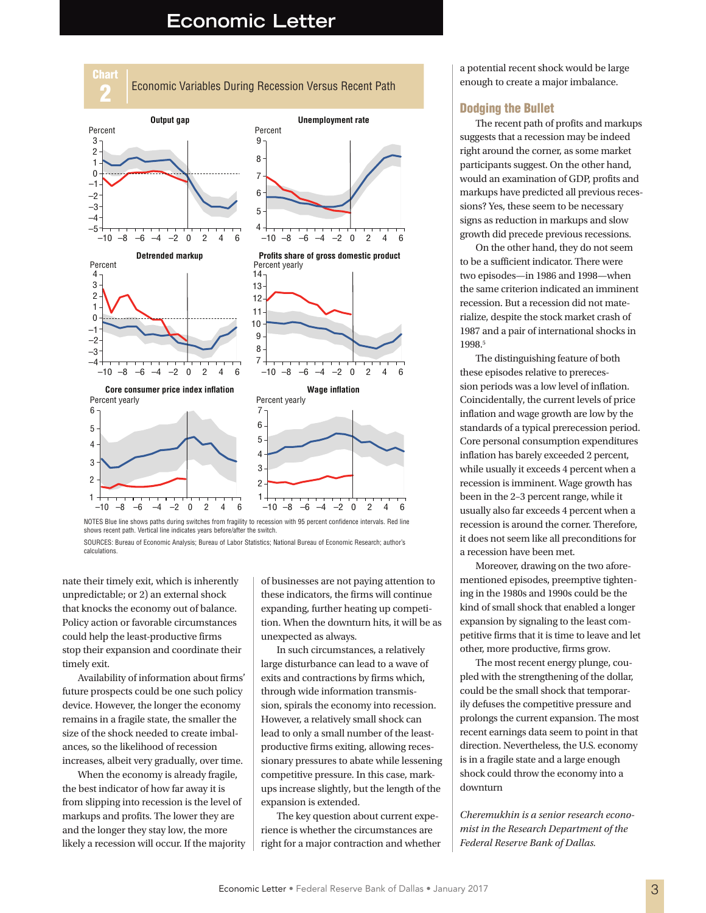**Chart 2**
**Economic Variables During Recession Versus Recent Path**

NOTES: Blue line shows paths during switches from fragility to recession with 95 percent confidence intervals. Red line shows recent path. Vertical line indicates years before/after the switch.

SOURCES: Bureau of Economic Analysis; Bureau of Labor Statistics; National Bureau of Economic Research; author's calculations.

nate their timely exit, which is inherently unpredictable; or 2) an external shock that knocks the economy out of balance. Policy action or favorable circumstances could help the least-productive firms stop their expansion and coordinate their timely exit.

Availability of information about firms' future prospects could be one such policy device. However, the longer the economy remains in a fragile state, the smaller the size of the shock needed to create imbalances, so the likelihood of recession increases, albeit very gradually, over time.

When the economy is already fragile, the best indicator of how far away it is from slipping into recession is the level of markups and profits. The lower they are and the longer they stay low, the more likely a recession will occur. If the majority of businesses are not paying attention to these indicators, the firms will continue expanding, further heating up competition. When the downturn hits, it will be as unexpected as always.

In such circumstances, a relatively large disturbance can lead to a wave of exits and contractions by firms which, through wide information transmission, spirals the economy into recession. However, a relatively small shock can lead to only a small number of the least-productive firms exiting, allowing recessionary pressures to abate while lessening competitive pressure. In this case, markups increase slightly, but the length of the expansion is extended.

The key question about current experience is whether the circumstances are right for a major contraction and whether a potential recent shock would be large enough to create a major imbalance.

## Dodging the Bullet

The recent path of profits and markups suggests that a recession may be indeed right around the corner, as some market participants suggest. On the other hand, would an examination of GDP, profits and markups have predicted all previous recessions? Yes, these seem to be necessary signs as reduction in markups and slow growth did precede previous recessions.

On the other hand, they do not seem to be a sufficient indicator. There were two episodes—in 1986 and 1998—when the same criterion indicated an imminent recession. But a recession did not materialize, despite the stock market crash of 1987 and a pair of international shocks in 1998.[5]

The distinguishing feature of both these episodes relative to prerecession periods was a low level of inflation. Coincidentally, the current levels of price inflation and wage growth are low by the standards of a typical prerecession period. Core personal consumption expenditures inflation has barely exceeded 2 percent, while usually it exceeds 4 percent when a recession is imminent. Wage growth has been in the 2–3 percent range, while it usually also far exceeds 4 percent when a recession is around the corner. Therefore, it does not seem like all preconditions for a recession have been met.

Moreover, drawing on the two aforementioned episodes, preemptive tightening in the 1980s and 1990s could be the kind of small shock that enabled a longer expansion by signaling to the least competitive firms that it is time to leave and let other, more productive, firms grow.

The most recent energy plunge, coupled with the strengthening of the dollar, could be the small shock that temporarily defuses the competitive pressure and prolongs the current expansion. The most recent earnings data seem to point in that direction. Nevertheless, the U.S. economy is in a fragile state and a large enough shock could throw the economy into a downturn

*Cheremukhin is a senior research economist in the Research Department of the Federal Reserve Bank of Dallas.*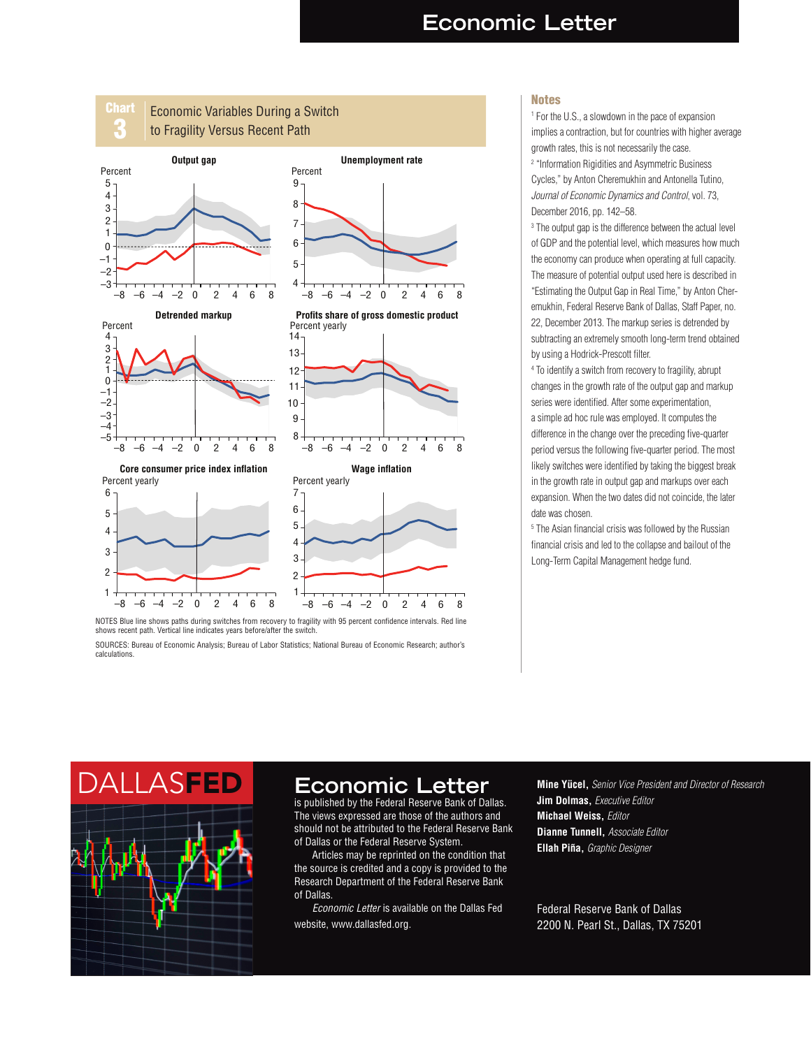## Chart 3 Economic Variables During a Switch to Fragility Versus Recent Path

**Output gap**

Percent

5
4
3
2
1
0
−1
−2
−3

−8 −6 −4 −2 0 2 4 6 8

**Unemployment rate**

Percent

9
8
7
6
5
4

−8 −6 −4 −2 0 2 4 6 8

**Detrended markup**

Percent

4
3
2
1
0
−1
−2
−3
−4
−5

−8 −6 −4 −2 0 2 4 6 8

**Profits share of gross domestic product**

Percent yearly

14
13
12
11
10
9
8

−8 −6 −4 −2 0 2 4 6 8

**Core consumer price index inflation**

Percent yearly

6
5
4
3
2
1

−8 −6 −4 −2 0 2 4 6 8

**Wage inflation**

Percent yearly

7
6
5
4
3
2
1

−8 −6 −4 −2 0 2 4 6 8

NOTES Blue line shows paths during switches from recovery to fragility with 95 percent confidence intervals. Red line shows recent path. Vertical line indicates years before/after the switch.

SOURCES: Bureau of Economic Analysis; Bureau of Labor Statistics; National Bureau of Economic Research; author's calculations.

## Notes

[1] For the U.S., a slowdown in the pace of expansion implies a contraction, but for countries with higher average growth rates, this is not necessarily the case.

[2] "Information Rigidities and Asymmetric Business Cycles," by Anton Cheremukhin and Antonella Tutino, *Journal of Economic Dynamics and Control*, vol. 73, December 2016, pp. 142–58.

[3] The output gap is the difference between the actual level of GDP and the potential level, which measures how much the economy can produce when operating at full capacity. The measure of potential output used here is described in "Estimating the Output Gap in Real Time," by Anton Cheremukhin, Federal Reserve Bank of Dallas, Staff Paper, no. 22, December 2013. The markup series is detrended by subtracting an extremely smooth long-term trend obtained by using a Hodrick-Prescott filter.

[4] To identify a switch from recovery to fragility, abrupt changes in the growth rate of the output gap and markup series were identified. After some experimentation, a simple ad hoc rule was employed. It computes the difference in the change over the preceding five-quarter period versus the following five-quarter period. The most likely switches were identified by taking the biggest break in the growth rate in output gap and markups over each expansion. When the two dates did not coincide, the later date was chosen.

[5] The Asian financial crisis was followed by the Russian financial crisis and led to the collapse and bailout of the Long-Term Capital Management hedge fund.

DALLAS**FED**

# Economic Letter

is published by the Federal Reserve Bank of Dallas. The views expressed are those of the authors and should not be attributed to the Federal Reserve Bank of Dallas or the Federal Reserve System.

Articles may be reprinted on the condition that the source is credited and a copy is provided to the Research Department of the Federal Reserve Bank of Dallas.

*Economic Letter* is available on the Dallas Fed website, www.dallasfed.org.

**Mine Yücel,** *Senior Vice President and Director of Research*
**Jim Dolmas,** *Executive Editor*
**Michael Weiss,** *Editor*
**Dianne Tunnell,** *Associate Editor*
**Ellah Piña,** *Graphic Designer*

Federal Reserve Bank of Dallas
2200 N. Pearl St., Dallas, TX 75201